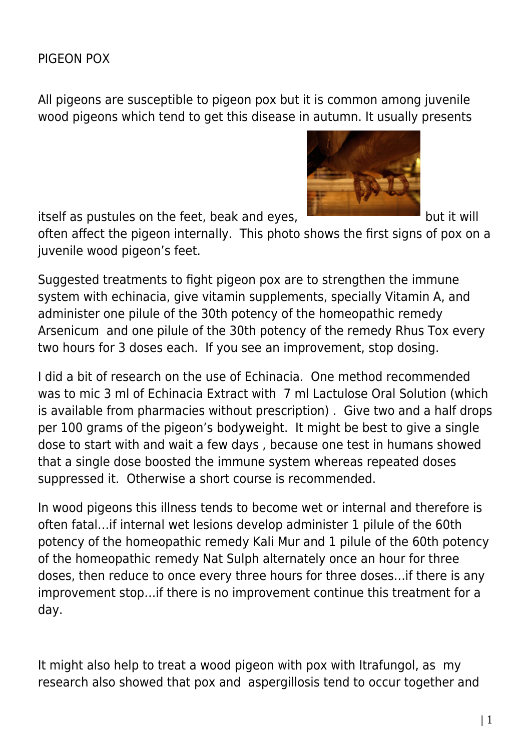# PIGEON POX

All pigeons are susceptible to pigeon pox but it is common among juvenile wood pigeons which tend to get this disease in autumn. It usually presents itself as pustules on the feet, beak and eyes, but it will often affect the pigeon internally. This photo shows the first signs of pox on a juvenile wood pigeon's feet.

Suggested treatments to fight pigeon pox are to strengthen the immune system with echinacia, give vitamin supplements, specially Vitamin A, and administer one pilule of the 30th potency of the homeopathic remedy Arsenicum and one pilule of the 30th potency of the remedy Rhus Tox every two hours for 3 doses each. If you see an improvement, stop dosing.

I did a bit of research on the use of Echinacia. One method recommended was to mic 3 ml of Echinacia Extract with 7 ml Lactulose Oral Solution (which is available from pharmacies without prescription) . Give two and a half drops per 100 grams of the pigeon's bodyweight. It might be best to give a single dose to start with and wait a few days , because one test in humans showed that a single dose boosted the immune system whereas repeated doses suppressed it. Otherwise a short course is recommended.

In wood pigeons this illness tends to become wet or internal and therefore is often fatal…if internal wet lesions develop administer 1 pilule of the 60th potency of the homeopathic remedy Kali Mur and 1 pilule of the 60th potency of the homeopathic remedy Nat Sulph alternately once an hour for three doses, then reduce to once every three hours for three doses…if there is any improvement stop…if there is no improvement continue this treatment for a day.

It might also help to treat a wood pigeon with pox with Itrafungol, as my research also showed that pox and aspergillosis tend to occur together and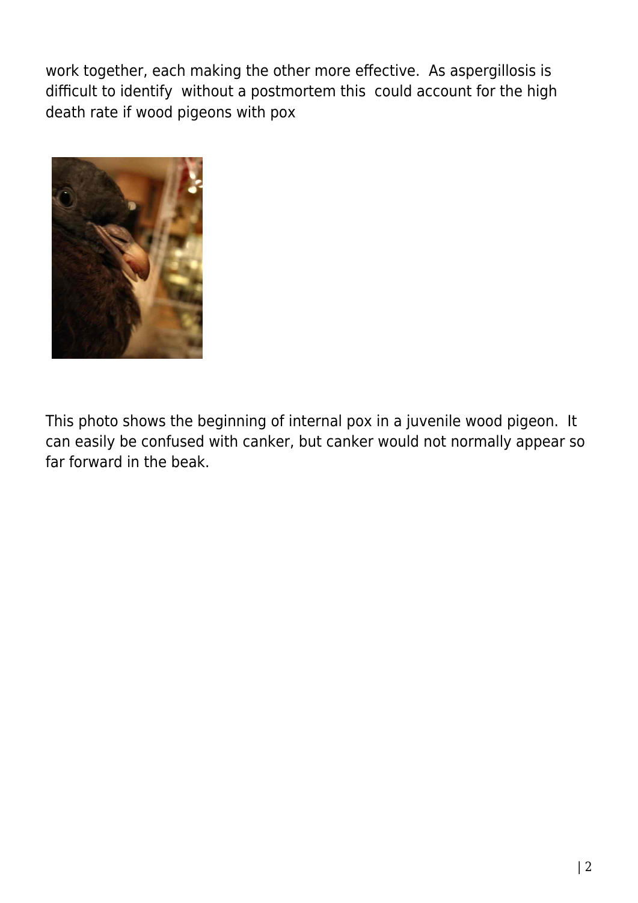work together, each making the other more effective.  As aspergillosis is difficult to identify  without a postmortem this  could account for the high death rate if wood pigeons with pox

This photo shows the beginning of internal pox in a juvenile wood pigeon.  It can easily be confused with canker, but canker would not normally appear so far forward in the beak.